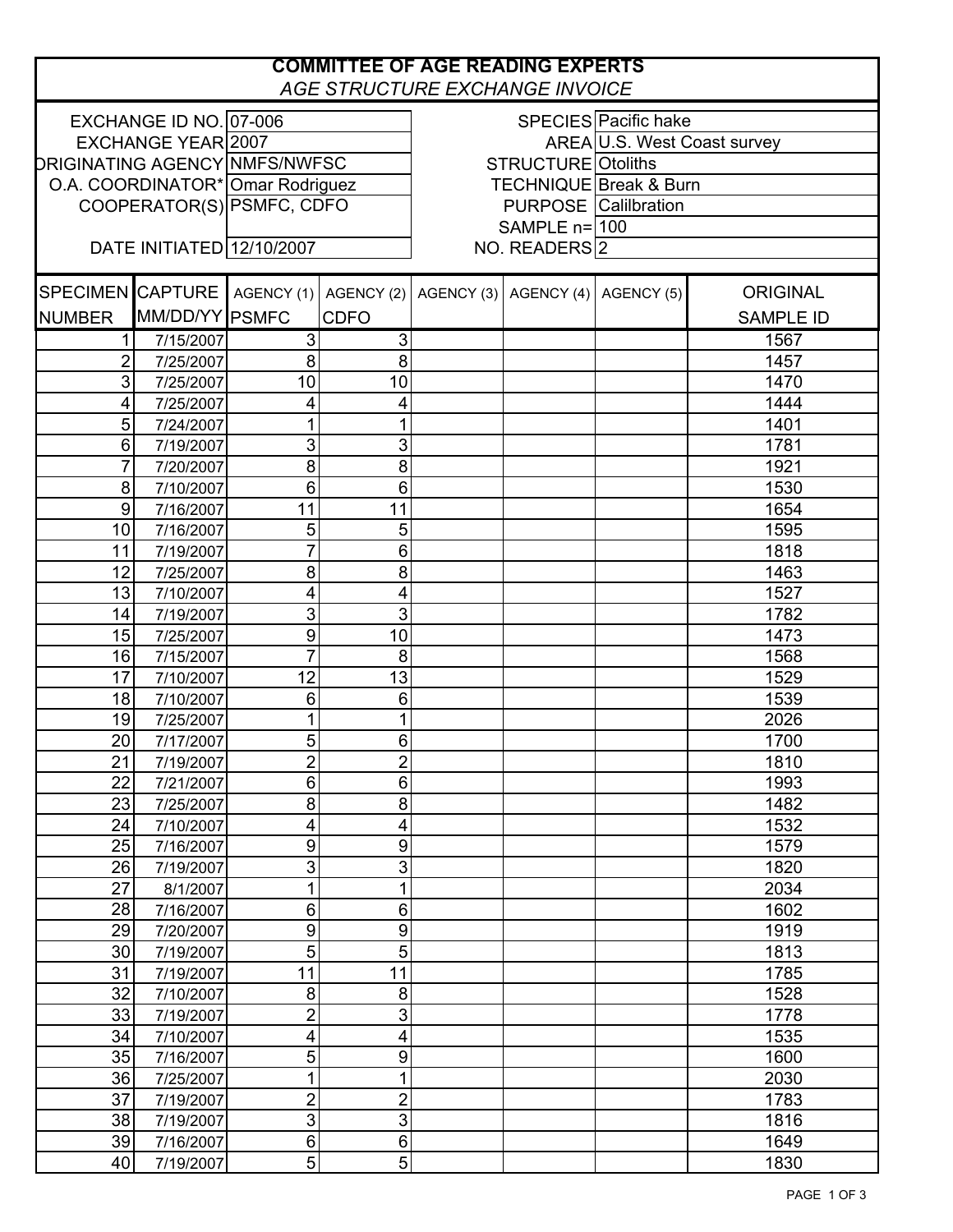# COMMITTEE OF AGE READING EXPERTS

*AGE STRUCTURE EXCHANGE INVOICE*

| | | | |
|---|---|---|---|
| EXCHANGE ID NO. | 07-006 | SPECIES | Pacific hake |
| EXCHANGE YEAR | 2007 | AREA | U.S. West Coast survey |
| ORIGINATING AGENCY | NMFS/NWFSC | STRUCTURE | Otoliths |
| O.A. COORDINATOR* | Omar Rodriguez | TECHNIQUE | Break & Burn |
| COOPERATOR(S) | PSMFC, CDFO | PURPOSE | Calilbration |
| | | SAMPLE n= | 100 |
| DATE INITIATED | 12/10/2007 | NO. READERS | 2 |

| SPECIMEN NUMBER | CAPTURE MM/DD/YY | AGENCY (1) PSMFC | AGENCY (2) CDFO | AGENCY (3) | AGENCY (4) | AGENCY (5) | ORIGINAL SAMPLE ID |
|---|---|---|---|---|---|---|---|
| 1 | 7/15/2007 | 3 | 3 | | | | 1567 |
| 2 | 7/25/2007 | 8 | 8 | | | | 1457 |
| 3 | 7/25/2007 | 10 | 10 | | | | 1470 |
| 4 | 7/25/2007 | 4 | 4 | | | | 1444 |
| 5 | 7/24/2007 | 1 | 1 | | | | 1401 |
| 6 | 7/19/2007 | 3 | 3 | | | | 1781 |
| 7 | 7/20/2007 | 8 | 8 | | | | 1921 |
| 8 | 7/10/2007 | 6 | 6 | | | | 1530 |
| 9 | 7/16/2007 | 11 | 11 | | | | 1654 |
| 10 | 7/16/2007 | 5 | 5 | | | | 1595 |
| 11 | 7/19/2007 | 7 | 6 | | | | 1818 |
| 12 | 7/25/2007 | 8 | 8 | | | | 1463 |
| 13 | 7/10/2007 | 4 | 4 | | | | 1527 |
| 14 | 7/19/2007 | 3 | 3 | | | | 1782 |
| 15 | 7/25/2007 | 9 | 10 | | | | 1473 |
| 16 | 7/15/2007 | 7 | 8 | | | | 1568 |
| 17 | 7/10/2007 | 12 | 13 | | | | 1529 |
| 18 | 7/10/2007 | 6 | 6 | | | | 1539 |
| 19 | 7/25/2007 | 1 | 1 | | | | 2026 |
| 20 | 7/17/2007 | 5 | 6 | | | | 1700 |
| 21 | 7/19/2007 | 2 | 2 | | | | 1810 |
| 22 | 7/21/2007 | 6 | 6 | | | | 1993 |
| 23 | 7/25/2007 | 8 | 8 | | | | 1482 |
| 24 | 7/10/2007 | 4 | 4 | | | | 1532 |
| 25 | 7/16/2007 | 9 | 9 | | | | 1579 |
| 26 | 7/19/2007 | 3 | 3 | | | | 1820 |
| 27 | 8/1/2007 | 1 | 1 | | | | 2034 |
| 28 | 7/16/2007 | 6 | 6 | | | | 1602 |
| 29 | 7/20/2007 | 9 | 9 | | | | 1919 |
| 30 | 7/19/2007 | 5 | 5 | | | | 1813 |
| 31 | 7/19/2007 | 11 | 11 | | | | 1785 |
| 32 | 7/10/2007 | 8 | 8 | | | | 1528 |
| 33 | 7/19/2007 | 2 | 3 | | | | 1778 |
| 34 | 7/10/2007 | 4 | 4 | | | | 1535 |
| 35 | 7/16/2007 | 5 | 9 | | | | 1600 |
| 36 | 7/25/2007 | 1 | 1 | | | | 2030 |
| 37 | 7/19/2007 | 2 | 2 | | | | 1783 |
| 38 | 7/19/2007 | 3 | 3 | | | | 1816 |
| 39 | 7/16/2007 | 6 | 6 | | | | 1649 |
| 40 | 7/19/2007 | 5 | 5 | | | | 1830 |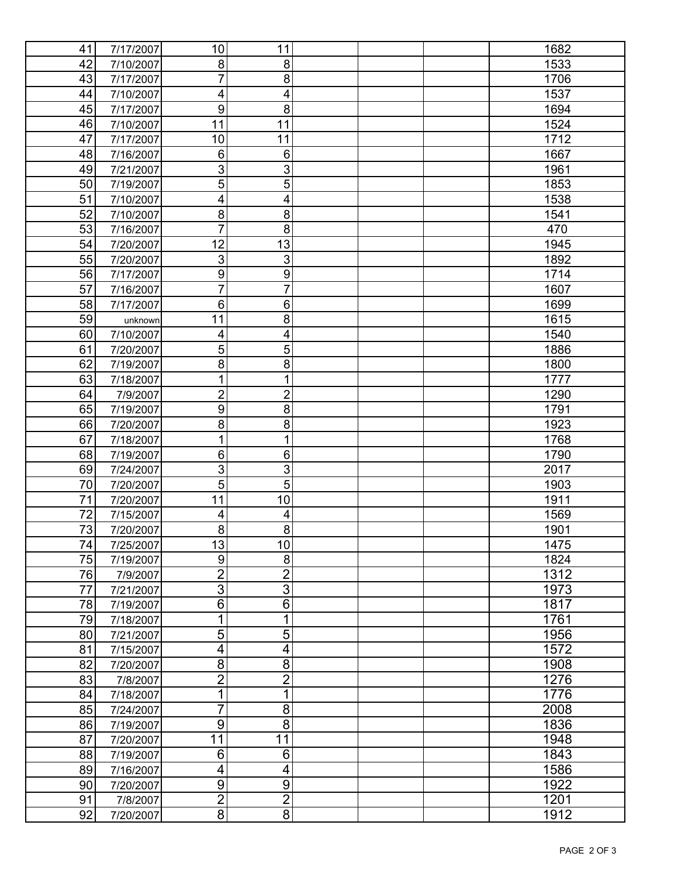| | | | | | | | |
|---|---|---|---|---|---|---|---|
| 41 | 7/17/2007 | 10 | 11 | | | | 1682 |
| 42 | 7/10/2007 | 8 | 8 | | | | 1533 |
| 43 | 7/17/2007 | 7 | 8 | | | | 1706 |
| 44 | 7/10/2007 | 4 | 4 | | | | 1537 |
| 45 | 7/17/2007 | 9 | 8 | | | | 1694 |
| 46 | 7/10/2007 | 11 | 11 | | | | 1524 |
| 47 | 7/17/2007 | 10 | 11 | | | | 1712 |
| 48 | 7/16/2007 | 6 | 6 | | | | 1667 |
| 49 | 7/21/2007 | 3 | 3 | | | | 1961 |
| 50 | 7/19/2007 | 5 | 5 | | | | 1853 |
| 51 | 7/10/2007 | 4 | 4 | | | | 1538 |
| 52 | 7/10/2007 | 8 | 8 | | | | 1541 |
| 53 | 7/16/2007 | 7 | 8 | | | | 470 |
| 54 | 7/20/2007 | 12 | 13 | | | | 1945 |
| 55 | 7/20/2007 | 3 | 3 | | | | 1892 |
| 56 | 7/17/2007 | 9 | 9 | | | | 1714 |
| 57 | 7/16/2007 | 7 | 7 | | | | 1607 |
| 58 | 7/17/2007 | 6 | 6 | | | | 1699 |
| 59 | unknown | 11 | 8 | | | | 1615 |
| 60 | 7/10/2007 | 4 | 4 | | | | 1540 |
| 61 | 7/20/2007 | 5 | 5 | | | | 1886 |
| 62 | 7/19/2007 | 8 | 8 | | | | 1800 |
| 63 | 7/18/2007 | 1 | 1 | | | | 1777 |
| 64 | 7/9/2007 | 2 | 2 | | | | 1290 |
| 65 | 7/19/2007 | 9 | 8 | | | | 1791 |
| 66 | 7/20/2007 | 8 | 8 | | | | 1923 |
| 67 | 7/18/2007 | 1 | 1 | | | | 1768 |
| 68 | 7/19/2007 | 6 | 6 | | | | 1790 |
| 69 | 7/24/2007 | 3 | 3 | | | | 2017 |
| 70 | 7/20/2007 | 5 | 5 | | | | 1903 |
| 71 | 7/20/2007 | 11 | 10 | | | | 1911 |
| 72 | 7/15/2007 | 4 | 4 | | | | 1569 |
| 73 | 7/20/2007 | 8 | 8 | | | | 1901 |
| 74 | 7/25/2007 | 13 | 10 | | | | 1475 |
| 75 | 7/19/2007 | 9 | 8 | | | | 1824 |
| 76 | 7/9/2007 | 2 | 2 | | | | 1312 |
| 77 | 7/21/2007 | 3 | 3 | | | | 1973 |
| 78 | 7/19/2007 | 6 | 6 | | | | 1817 |
| 79 | 7/18/2007 | 1 | 1 | | | | 1761 |
| 80 | 7/21/2007 | 5 | 5 | | | | 1956 |
| 81 | 7/15/2007 | 4 | 4 | | | | 1572 |
| 82 | 7/20/2007 | 8 | 8 | | | | 1908 |
| 83 | 7/8/2007 | 2 | 2 | | | | 1276 |
| 84 | 7/18/2007 | 1 | 1 | | | | 1776 |
| 85 | 7/24/2007 | 7 | 8 | | | | 2008 |
| 86 | 7/19/2007 | 9 | 8 | | | | 1836 |
| 87 | 7/20/2007 | 11 | 11 | | | | 1948 |
| 88 | 7/19/2007 | 6 | 6 | | | | 1843 |
| 89 | 7/16/2007 | 4 | 4 | | | | 1586 |
| 90 | 7/20/2007 | 9 | 9 | | | | 1922 |
| 91 | 7/8/2007 | 2 | 2 | | | | 1201 |
| 92 | 7/20/2007 | 8 | 8 | | | | 1912 |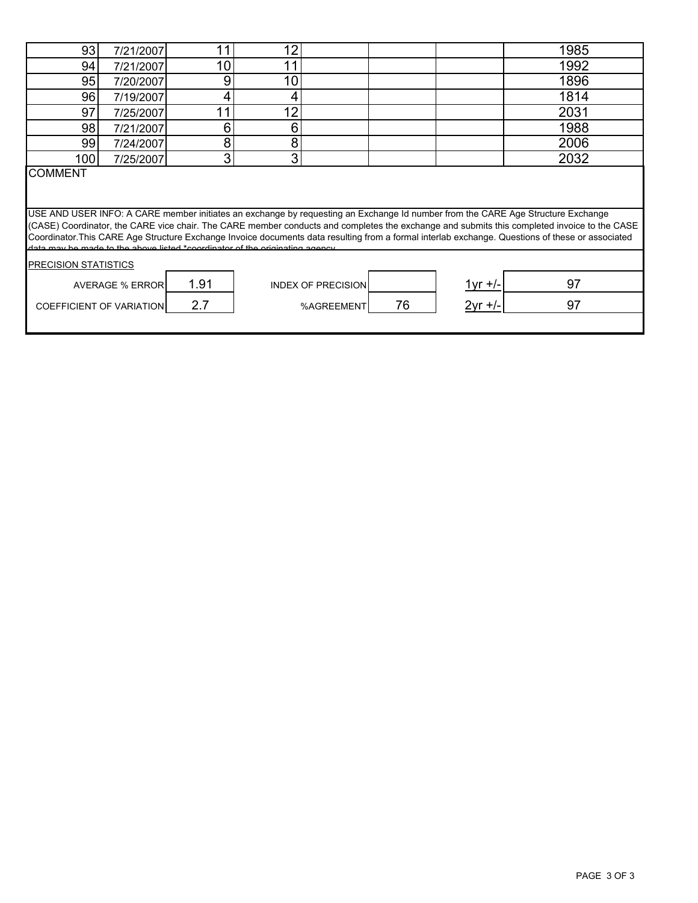| | | | | | | | |
|---|---|---|---|---|---|---|---|
| 93 | 7/21/2007 | 11 | 12 | | | | 1985 |
| 94 | 7/21/2007 | 10 | 11 | | | | 1992 |
| 95 | 7/20/2007 | 9 | 10 | | | | 1896 |
| 96 | 7/19/2007 | 4 | 4 | | | | 1814 |
| 97 | 7/25/2007 | 11 | 12 | | | | 2031 |
| 98 | 7/21/2007 | 6 | 6 | | | | 1988 |
| 99 | 7/24/2007 | 8 | 8 | | | | 2006 |
| 100 | 7/25/2007 | 3 | 3 | | | | 2032 |

COMMENT

USE AND USER INFO: A CARE member initiates an exchange by requesting an Exchange Id number from the CARE Age Structure Exchange (CASE) Coordinator, the CARE vice chair. The CARE member conducts and completes the exchange and submits this completed invoice to the CASE Coordinator.This CARE Age Structure Exchange Invoice documents data resulting from a formal interlab exchange. Questions of these or associated data may be made to the above listed *coordinator of the originating agency.

PRECISION STATISTICS

| | | | | | |
|---|---|---|---|---|---|
| AVERAGE % ERROR | 1.91 | INDEX OF PRECISION | | 1yr +/- | 97 |
| COEFFICIENT OF VARIATION | 2.7 | %AGREEMENT | 76 | 2yr +/- | 97 |